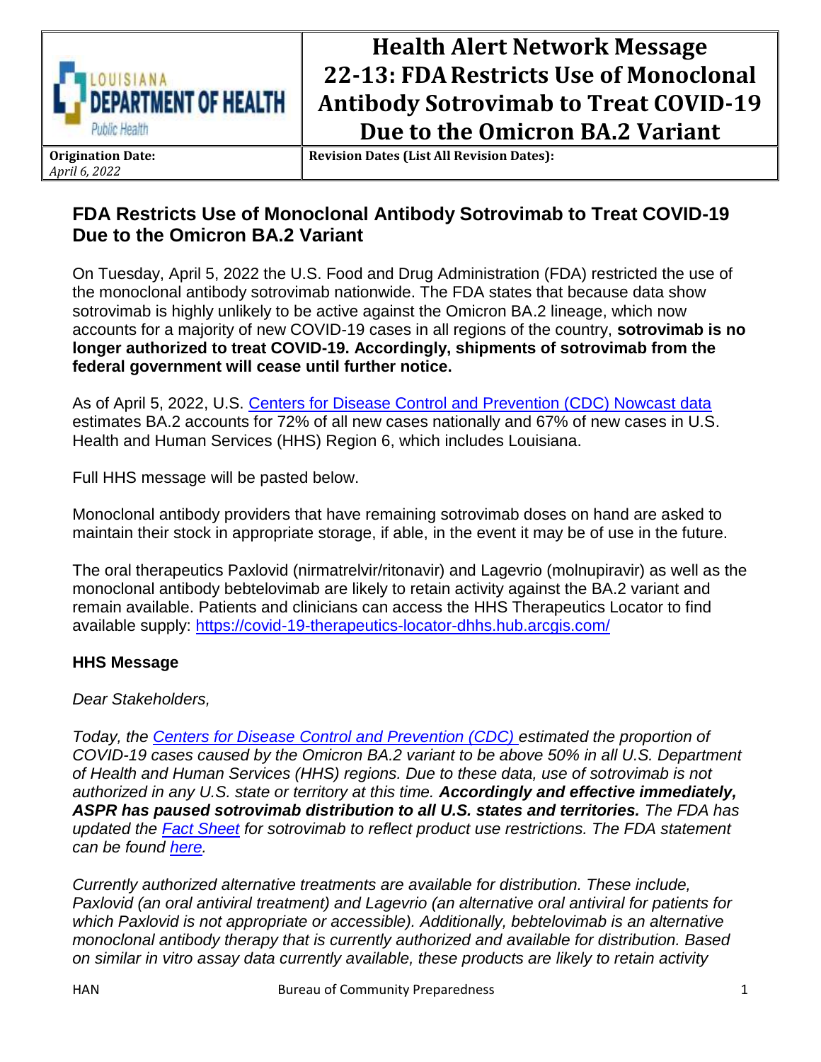| LOUISIANA DEPARTMENT OF HEALTH Public Health | Health Alert Network Message 22-13: FDA Restricts Use of Monoclonal Antibody Sotrovimab to Treat COVID-19 Due to the Omicron BA.2 Variant |
| --- | --- |
| **Origination Date:** *April 6, 2022* | **Revision Dates (List All Revision Dates):** |

# FDA Restricts Use of Monoclonal Antibody Sotrovimab to Treat COVID-19 Due to the Omicron BA.2 Variant

On Tuesday, April 5, 2022 the U.S. Food and Drug Administration (FDA) restricted the use of the monoclonal antibody sotrovimab nationwide. The FDA states that because data show sotrovimab is highly unlikely to be active against the Omicron BA.2 lineage, which now accounts for a majority of new COVID-19 cases in all regions of the country, **sotrovimab is no longer authorized to treat COVID-19. Accordingly, shipments of sotrovimab from the federal government will cease until further notice.**

As of April 5, 2022, U.S. Centers for Disease Control and Prevention (CDC) Nowcast data estimates BA.2 accounts for 72% of all new cases nationally and 67% of new cases in U.S. Health and Human Services (HHS) Region 6, which includes Louisiana.

Full HHS message will be pasted below.

Monoclonal antibody providers that have remaining sotrovimab doses on hand are asked to maintain their stock in appropriate storage, if able, in the event it may be of use in the future.

The oral therapeutics Paxlovid (nirmatrelvir/ritonavir) and Lagevrio (molnupiravir) as well as the monoclonal antibody bebtelovimab are likely to retain activity against the BA.2 variant and remain available. Patients and clinicians can access the HHS Therapeutics Locator to find available supply: https://covid-19-therapeutics-locator-dhhs.hub.arcgis.com/

### HHS Message

*Dear Stakeholders,*

*Today, the Centers for Disease Control and Prevention (CDC) estimated the proportion of COVID-19 cases caused by the Omicron BA.2 variant to be above 50% in all U.S. Department of Health and Human Services (HHS) regions. Due to these data, use of sotrovimab is not authorized in any U.S. state or territory at this time.* ***Accordingly and effective immediately, ASPR has paused sotrovimab distribution to all U.S. states and territories.*** *The FDA has updated the Fact Sheet for sotrovimab to reflect product use restrictions. The FDA statement can be found here.*

*Currently authorized alternative treatments are available for distribution. These include, Paxlovid (an oral antiviral treatment) and Lagevrio (an alternative oral antiviral for patients for which Paxlovid is not appropriate or accessible). Additionally, bebtelovimab is an alternative monoclonal antibody therapy that is currently authorized and available for distribution. Based on similar in vitro assay data currently available, these products are likely to retain activity*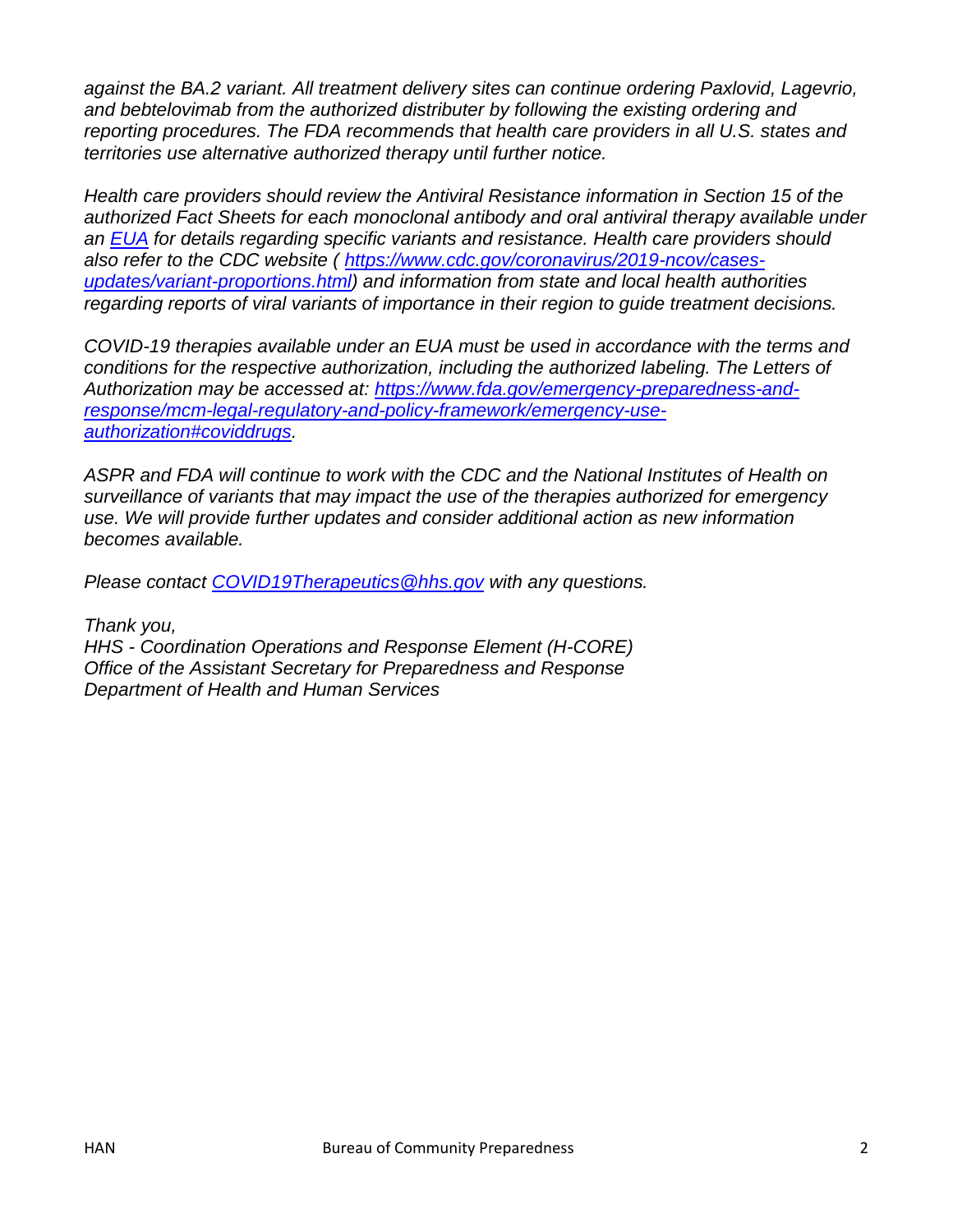*against the BA.2 variant. All treatment delivery sites can continue ordering Paxlovid, Lagevrio, and bebtelovimab from the authorized distributer by following the existing ordering and reporting procedures. The FDA recommends that health care providers in all U.S. states and territories use alternative authorized therapy until further notice.*

*Health care providers should review the Antiviral Resistance information in Section 15 of the authorized Fact Sheets for each monoclonal antibody and oral antiviral therapy available under an [EUA](EUA) for details regarding specific variants and resistance. Health care providers should also refer to the CDC website ( [https://www.cdc.gov/coronavirus/2019-ncov/cases-updates/variant-proportions.html](https://www.cdc.gov/coronavirus/2019-ncov/cases-updates/variant-proportions.html)) and information from state and local health authorities regarding reports of viral variants of importance in their region to guide treatment decisions.*

*COVID-19 therapies available under an EUA must be used in accordance with the terms and conditions for the respective authorization, including the authorized labeling. The Letters of Authorization may be accessed at: [https://www.fda.gov/emergency-preparedness-and-response/mcm-legal-regulatory-and-policy-framework/emergency-use-authorization#coviddrugs](https://www.fda.gov/emergency-preparedness-and-response/mcm-legal-regulatory-and-policy-framework/emergency-use-authorization#coviddrugs).*

*ASPR and FDA will continue to work with the CDC and the National Institutes of Health on surveillance of variants that may impact the use of the therapies authorized for emergency use. We will provide further updates and consider additional action as new information becomes available.*

*Please contact [COVID19Therapeutics@hhs.gov](mailto:COVID19Therapeutics@hhs.gov) with any questions.*

*Thank you,*
*HHS - Coordination Operations and Response Element (H-CORE)*
*Office of the Assistant Secretary for Preparedness and Response*
*Department of Health and Human Services*